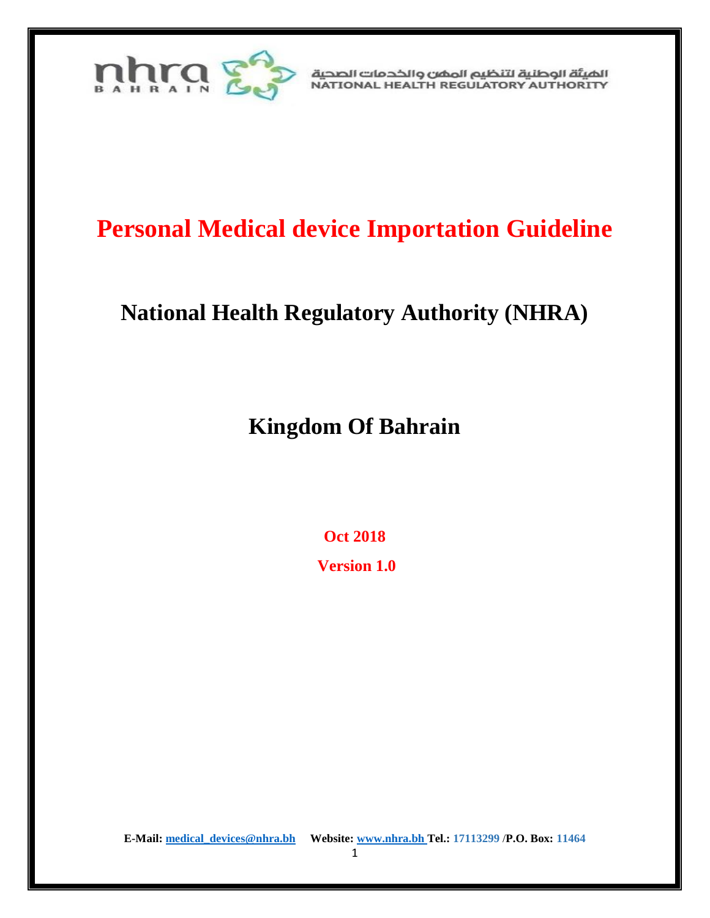الهيئة الوطنية لتنظيم المهن والخدمات الصحية
NATIONAL HEALTH REGULATORY AUTHORITY

# Personal Medical device Importation Guideline

## National Health Regulatory Authority (NHRA)

## Kingdom Of Bahrain

**Oct 2018**

**Version 1.0**

**E-Mail:** [medical_devices@nhra.bh](mailto:medical_devices@nhra.bh) **Website:** [www.nhra.bh](http://www.nhra.bh) **Tel.:** 17113299 /**P.O. Box:** 11464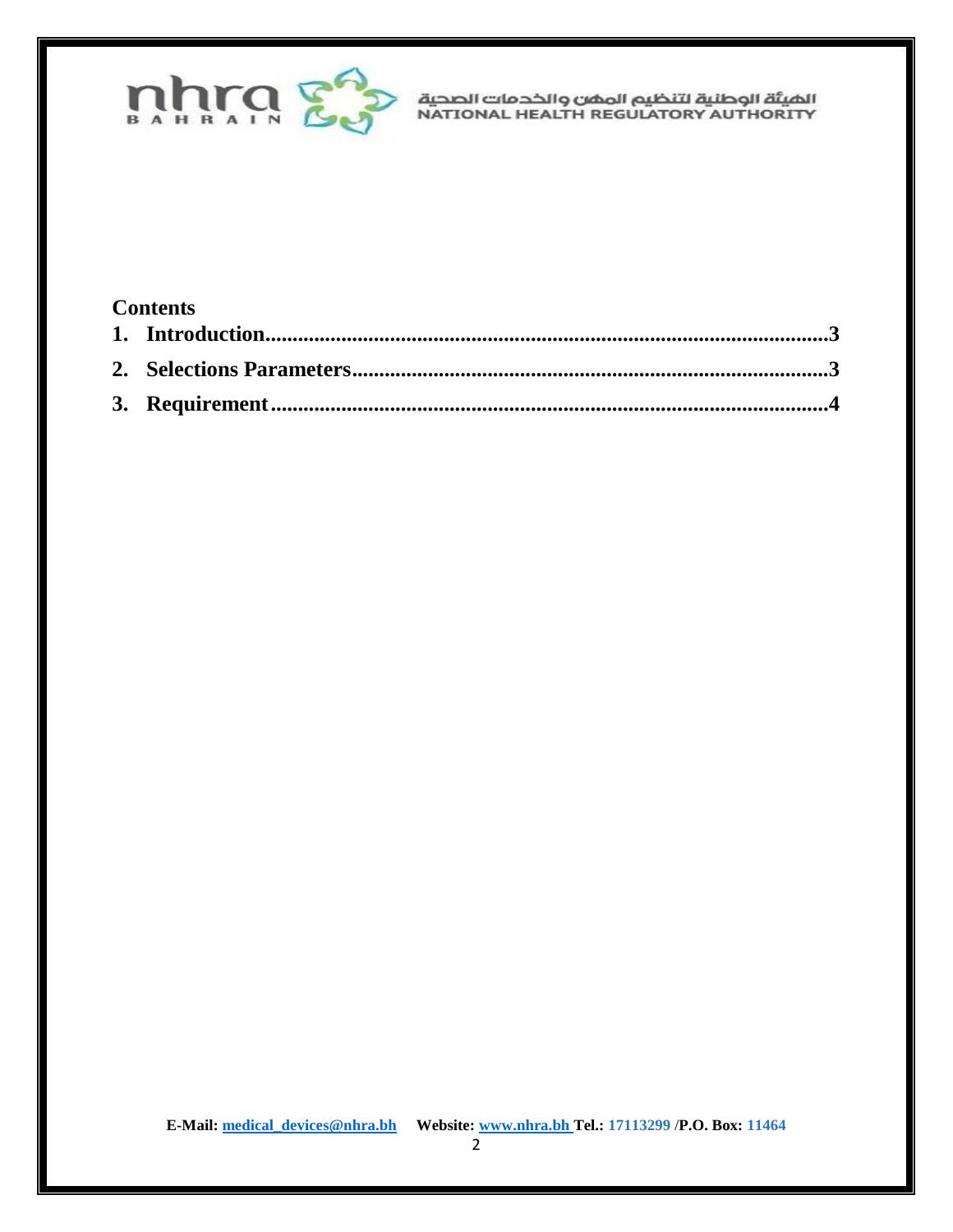## Contents

1. Introduction.....3
2. Selections Parameters.....3
3. Requirement.....4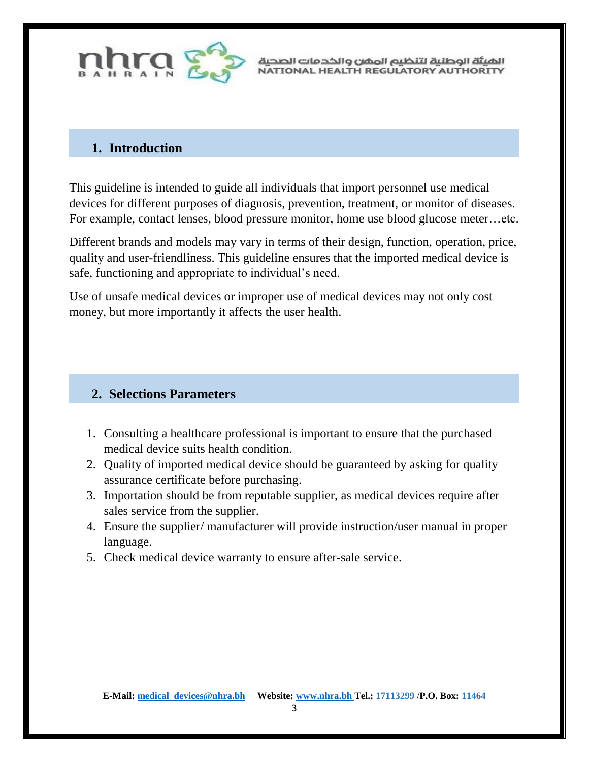## 1. Introduction

This guideline is intended to guide all individuals that import personnel use medical devices for different purposes of diagnosis, prevention, treatment, or monitor of diseases. For example, contact lenses, blood pressure monitor, home use blood glucose meter…etc.

Different brands and models may vary in terms of their design, function, operation, price, quality and user-friendliness. This guideline ensures that the imported medical device is safe, functioning and appropriate to individual's need.

Use of unsafe medical devices or improper use of medical devices may not only cost money, but more importantly it affects the user health.

## 2. Selections Parameters

1. Consulting a healthcare professional is important to ensure that the purchased medical device suits health condition.
2. Quality of imported medical device should be guaranteed by asking for quality assurance certificate before purchasing.
3. Importation should be from reputable supplier, as medical devices require after sales service from the supplier.
4. Ensure the supplier/ manufacturer will provide instruction/user manual in proper language.
5. Check medical device warranty to ensure after-sale service.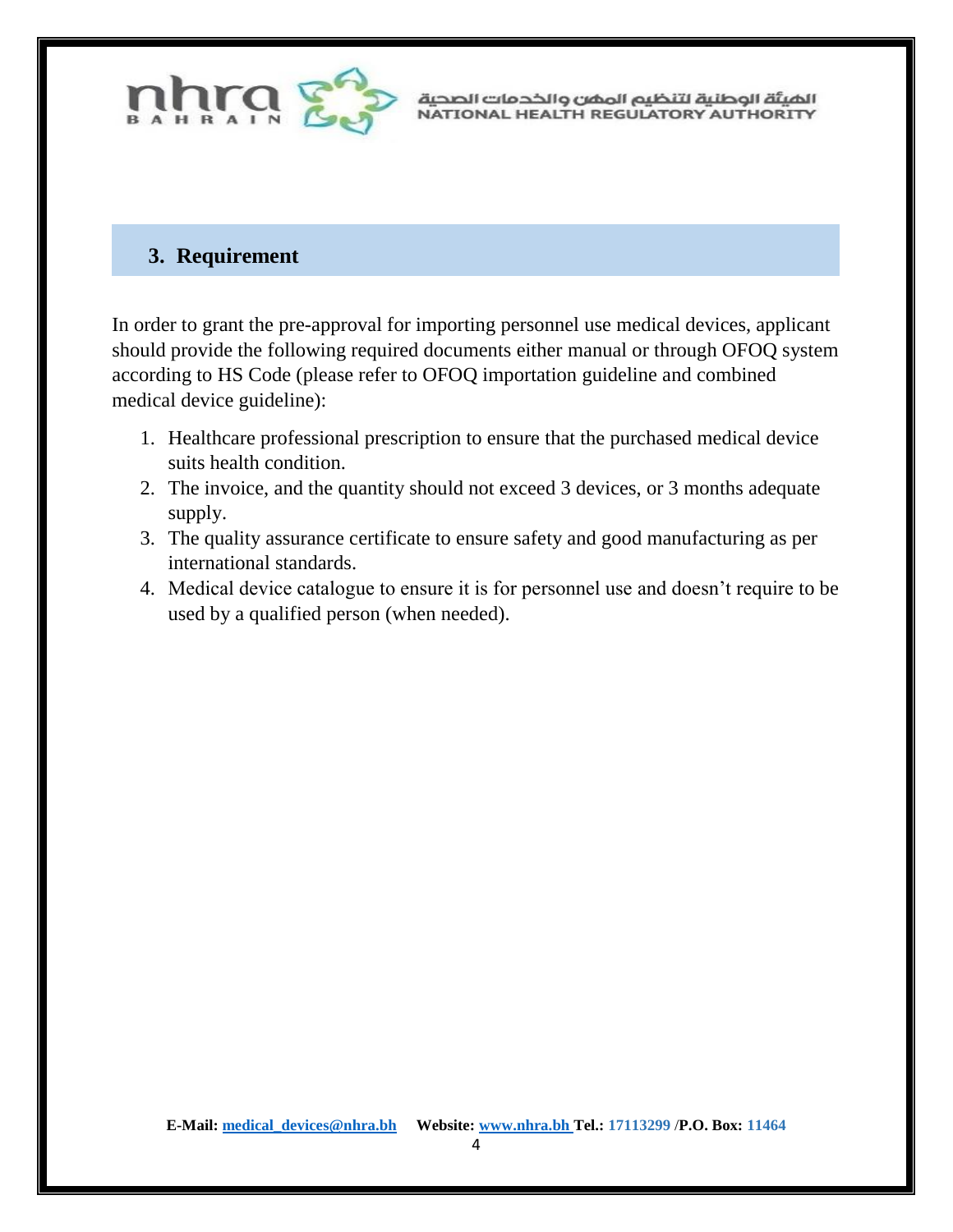## 3. Requirement

In order to grant the pre-approval for importing personnel use medical devices, applicant should provide the following required documents either manual or through OFOQ system according to HS Code (please refer to OFOQ importation guideline and combined medical device guideline):

1. Healthcare professional prescription to ensure that the purchased medical device suits health condition.
2. The invoice, and the quantity should not exceed 3 devices, or 3 months adequate supply.
3. The quality assurance certificate to ensure safety and good manufacturing as per international standards.
4. Medical device catalogue to ensure it is for personnel use and doesn't require to be used by a qualified person (when needed).